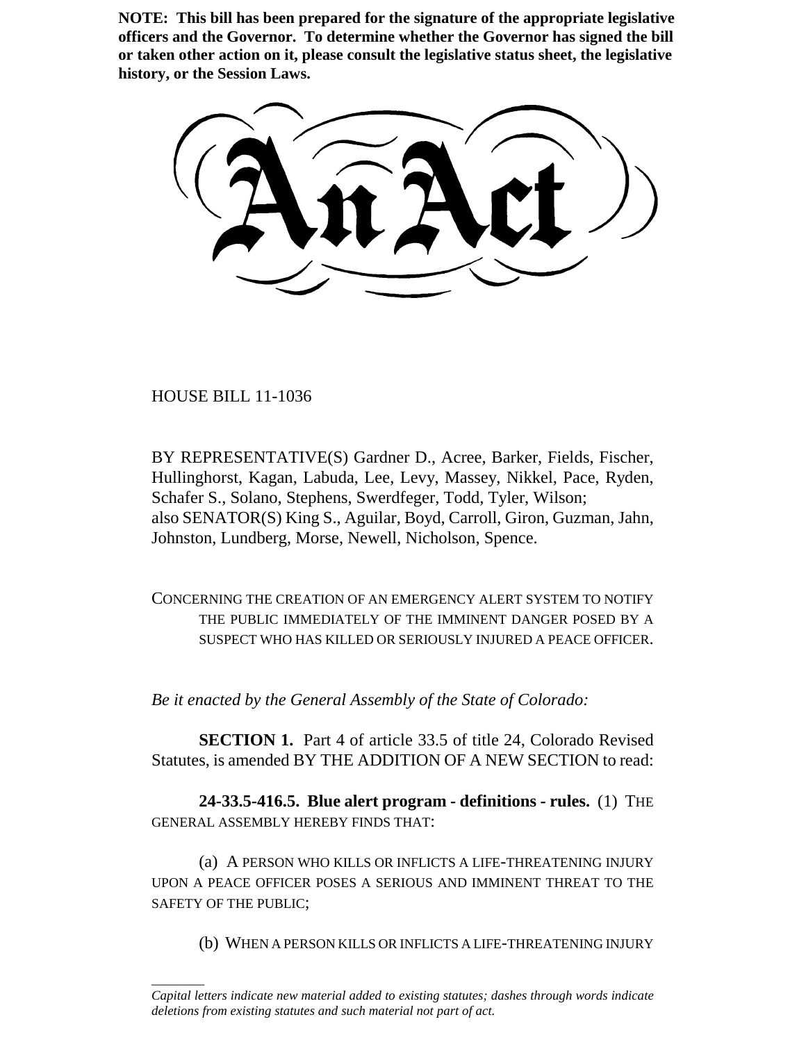**NOTE: This bill has been prepared for the signature of the appropriate legislative officers and the Governor. To determine whether the Governor has signed the bill or taken other action on it, please consult the legislative status sheet, the legislative history, or the Session Laws.**

# An Act

HOUSE BILL 11-1036

BY REPRESENTATIVE(S) Gardner D., Acree, Barker, Fields, Fischer, Hullinghorst, Kagan, Labuda, Lee, Levy, Massey, Nikkel, Pace, Ryden, Schafer S., Solano, Stephens, Swerdfeger, Todd, Tyler, Wilson;
also SENATOR(S) King S., Aguilar, Boyd, Carroll, Giron, Guzman, Jahn, Johnston, Lundberg, Morse, Newell, Nicholson, Spence.

CONCERNING THE CREATION OF AN EMERGENCY ALERT SYSTEM TO NOTIFY THE PUBLIC IMMEDIATELY OF THE IMMINENT DANGER POSED BY A SUSPECT WHO HAS KILLED OR SERIOUSLY INJURED A PEACE OFFICER.

*Be it enacted by the General Assembly of the State of Colorado:*

**SECTION 1.** Part 4 of article 33.5 of title 24, Colorado Revised Statutes, is amended BY THE ADDITION OF A NEW SECTION to read:

**24-33.5-416.5. Blue alert program - definitions - rules.** (1) THE GENERAL ASSEMBLY HEREBY FINDS THAT:

(a) A PERSON WHO KILLS OR INFLICTS A LIFE-THREATENING INJURY UPON A PEACE OFFICER POSES A SERIOUS AND IMMINENT THREAT TO THE SAFETY OF THE PUBLIC;

(b) WHEN A PERSON KILLS OR INFLICTS A LIFE-THREATENING INJURY

*Capital letters indicate new material added to existing statutes; dashes through words indicate deletions from existing statutes and such material not part of act.*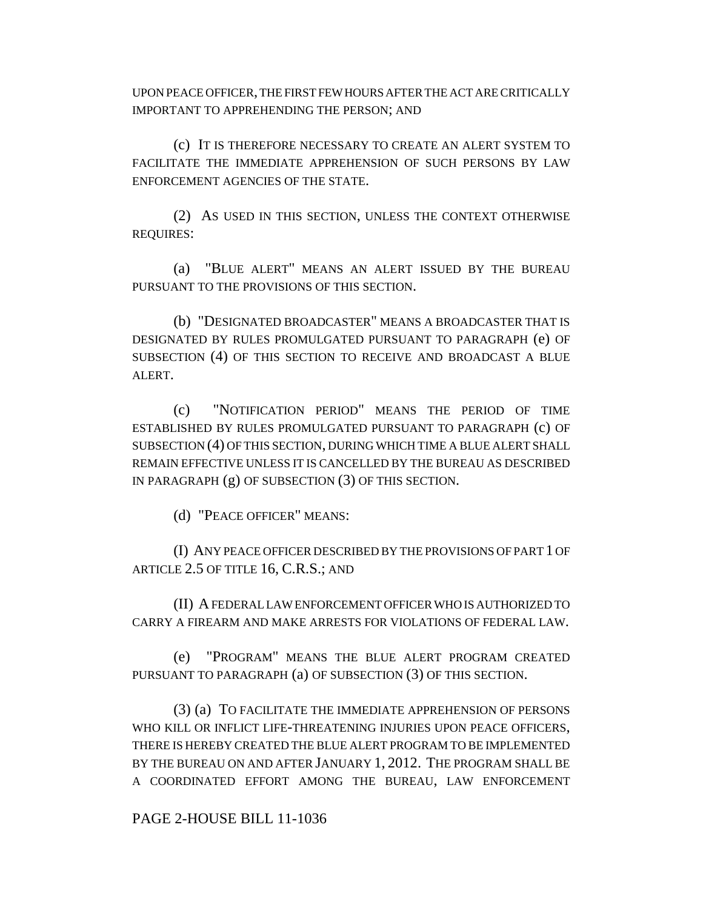UPON PEACE OFFICER, THE FIRST FEW HOURS AFTER THE ACT ARE CRITICALLY IMPORTANT TO APPREHENDING THE PERSON; AND

(c) IT IS THEREFORE NECESSARY TO CREATE AN ALERT SYSTEM TO FACILITATE THE IMMEDIATE APPREHENSION OF SUCH PERSONS BY LAW ENFORCEMENT AGENCIES OF THE STATE.

(2) AS USED IN THIS SECTION, UNLESS THE CONTEXT OTHERWISE REQUIRES:

(a) "BLUE ALERT" MEANS AN ALERT ISSUED BY THE BUREAU PURSUANT TO THE PROVISIONS OF THIS SECTION.

(b) "DESIGNATED BROADCASTER" MEANS A BROADCASTER THAT IS DESIGNATED BY RULES PROMULGATED PURSUANT TO PARAGRAPH (e) OF SUBSECTION (4) OF THIS SECTION TO RECEIVE AND BROADCAST A BLUE ALERT.

(c) "NOTIFICATION PERIOD" MEANS THE PERIOD OF TIME ESTABLISHED BY RULES PROMULGATED PURSUANT TO PARAGRAPH (c) OF SUBSECTION (4) OF THIS SECTION, DURING WHICH TIME A BLUE ALERT SHALL REMAIN EFFECTIVE UNLESS IT IS CANCELLED BY THE BUREAU AS DESCRIBED IN PARAGRAPH (g) OF SUBSECTION (3) OF THIS SECTION.

(d) "PEACE OFFICER" MEANS:

(I) ANY PEACE OFFICER DESCRIBED BY THE PROVISIONS OF PART 1 OF ARTICLE 2.5 OF TITLE 16, C.R.S.; AND

(II) A FEDERAL LAW ENFORCEMENT OFFICER WHO IS AUTHORIZED TO CARRY A FIREARM AND MAKE ARRESTS FOR VIOLATIONS OF FEDERAL LAW.

(e) "PROGRAM" MEANS THE BLUE ALERT PROGRAM CREATED PURSUANT TO PARAGRAPH (a) OF SUBSECTION (3) OF THIS SECTION.

(3) (a) TO FACILITATE THE IMMEDIATE APPREHENSION OF PERSONS WHO KILL OR INFLICT LIFE-THREATENING INJURIES UPON PEACE OFFICERS, THERE IS HEREBY CREATED THE BLUE ALERT PROGRAM TO BE IMPLEMENTED BY THE BUREAU ON AND AFTER JANUARY 1, 2012. THE PROGRAM SHALL BE A COORDINATED EFFORT AMONG THE BUREAU, LAW ENFORCEMENT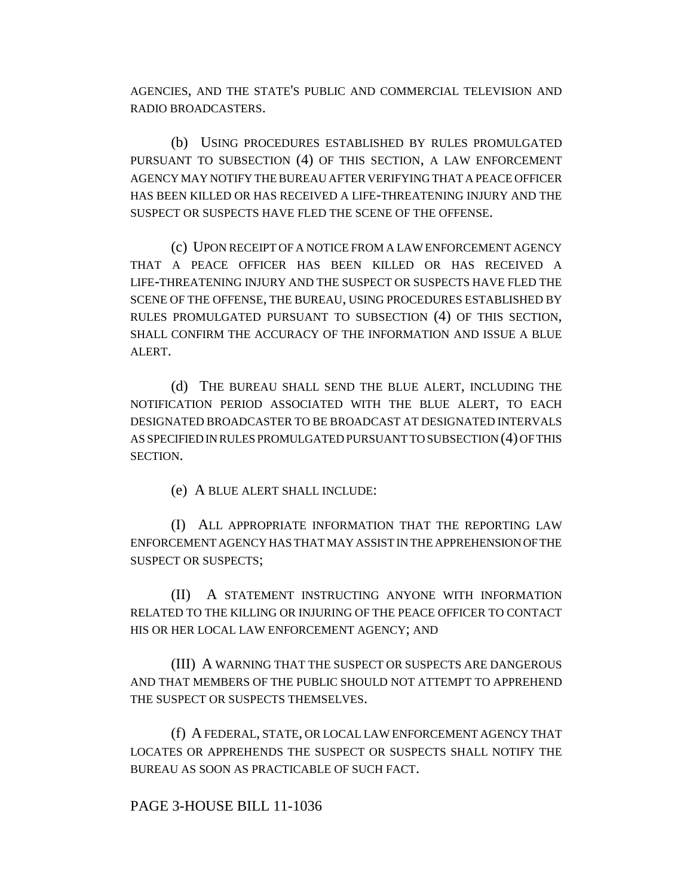AGENCIES, AND THE STATE'S PUBLIC AND COMMERCIAL TELEVISION AND RADIO BROADCASTERS.

(b) USING PROCEDURES ESTABLISHED BY RULES PROMULGATED PURSUANT TO SUBSECTION (4) OF THIS SECTION, A LAW ENFORCEMENT AGENCY MAY NOTIFY THE BUREAU AFTER VERIFYING THAT A PEACE OFFICER HAS BEEN KILLED OR HAS RECEIVED A LIFE-THREATENING INJURY AND THE SUSPECT OR SUSPECTS HAVE FLED THE SCENE OF THE OFFENSE.

(c) UPON RECEIPT OF A NOTICE FROM A LAW ENFORCEMENT AGENCY THAT A PEACE OFFICER HAS BEEN KILLED OR HAS RECEIVED A LIFE-THREATENING INJURY AND THE SUSPECT OR SUSPECTS HAVE FLED THE SCENE OF THE OFFENSE, THE BUREAU, USING PROCEDURES ESTABLISHED BY RULES PROMULGATED PURSUANT TO SUBSECTION (4) OF THIS SECTION, SHALL CONFIRM THE ACCURACY OF THE INFORMATION AND ISSUE A BLUE ALERT.

(d) THE BUREAU SHALL SEND THE BLUE ALERT, INCLUDING THE NOTIFICATION PERIOD ASSOCIATED WITH THE BLUE ALERT, TO EACH DESIGNATED BROADCASTER TO BE BROADCAST AT DESIGNATED INTERVALS AS SPECIFIED IN RULES PROMULGATED PURSUANT TO SUBSECTION (4) OF THIS SECTION.

(e) A BLUE ALERT SHALL INCLUDE:

(I) ALL APPROPRIATE INFORMATION THAT THE REPORTING LAW ENFORCEMENT AGENCY HAS THAT MAY ASSIST IN THE APPREHENSION OF THE SUSPECT OR SUSPECTS;

(II) A STATEMENT INSTRUCTING ANYONE WITH INFORMATION RELATED TO THE KILLING OR INJURING OF THE PEACE OFFICER TO CONTACT HIS OR HER LOCAL LAW ENFORCEMENT AGENCY; AND

(III) A WARNING THAT THE SUSPECT OR SUSPECTS ARE DANGEROUS AND THAT MEMBERS OF THE PUBLIC SHOULD NOT ATTEMPT TO APPREHEND THE SUSPECT OR SUSPECTS THEMSELVES.

(f) A FEDERAL, STATE, OR LOCAL LAW ENFORCEMENT AGENCY THAT LOCATES OR APPREHENDS THE SUSPECT OR SUSPECTS SHALL NOTIFY THE BUREAU AS SOON AS PRACTICABLE OF SUCH FACT.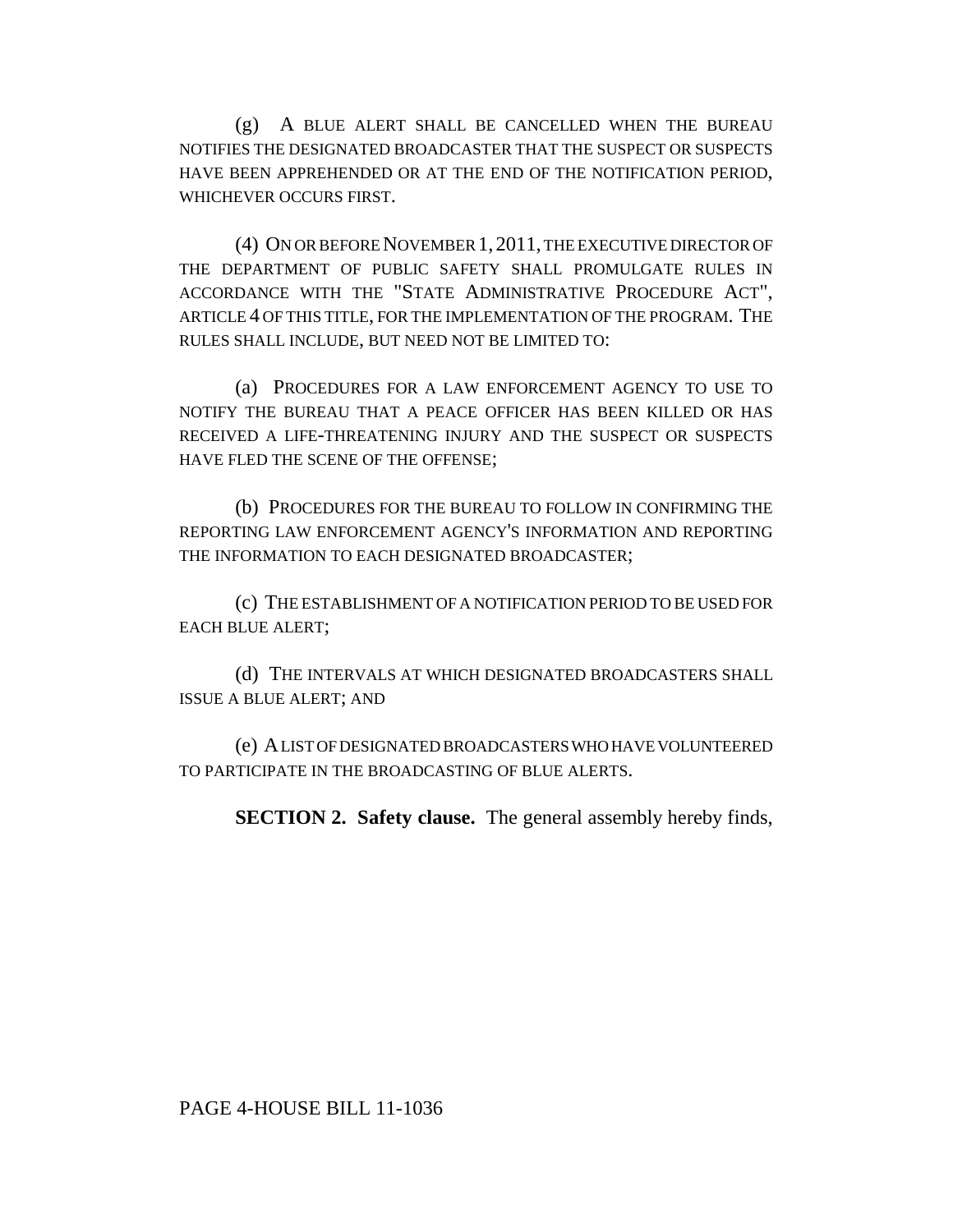(g) A BLUE ALERT SHALL BE CANCELLED WHEN THE BUREAU NOTIFIES THE DESIGNATED BROADCASTER THAT THE SUSPECT OR SUSPECTS HAVE BEEN APPREHENDED OR AT THE END OF THE NOTIFICATION PERIOD, WHICHEVER OCCURS FIRST.

(4) ON OR BEFORE NOVEMBER 1, 2011, THE EXECUTIVE DIRECTOR OF THE DEPARTMENT OF PUBLIC SAFETY SHALL PROMULGATE RULES IN ACCORDANCE WITH THE "STATE ADMINISTRATIVE PROCEDURE ACT", ARTICLE 4 OF THIS TITLE, FOR THE IMPLEMENTATION OF THE PROGRAM. THE RULES SHALL INCLUDE, BUT NEED NOT BE LIMITED TO:

(a) PROCEDURES FOR A LAW ENFORCEMENT AGENCY TO USE TO NOTIFY THE BUREAU THAT A PEACE OFFICER HAS BEEN KILLED OR HAS RECEIVED A LIFE-THREATENING INJURY AND THE SUSPECT OR SUSPECTS HAVE FLED THE SCENE OF THE OFFENSE;

(b) PROCEDURES FOR THE BUREAU TO FOLLOW IN CONFIRMING THE REPORTING LAW ENFORCEMENT AGENCY'S INFORMATION AND REPORTING THE INFORMATION TO EACH DESIGNATED BROADCASTER;

(c) THE ESTABLISHMENT OF A NOTIFICATION PERIOD TO BE USED FOR EACH BLUE ALERT;

(d) THE INTERVALS AT WHICH DESIGNATED BROADCASTERS SHALL ISSUE A BLUE ALERT; AND

(e) A LIST OF DESIGNATED BROADCASTERS WHO HAVE VOLUNTEERED TO PARTICIPATE IN THE BROADCASTING OF BLUE ALERTS.

**SECTION 2. Safety clause.** The general assembly hereby finds,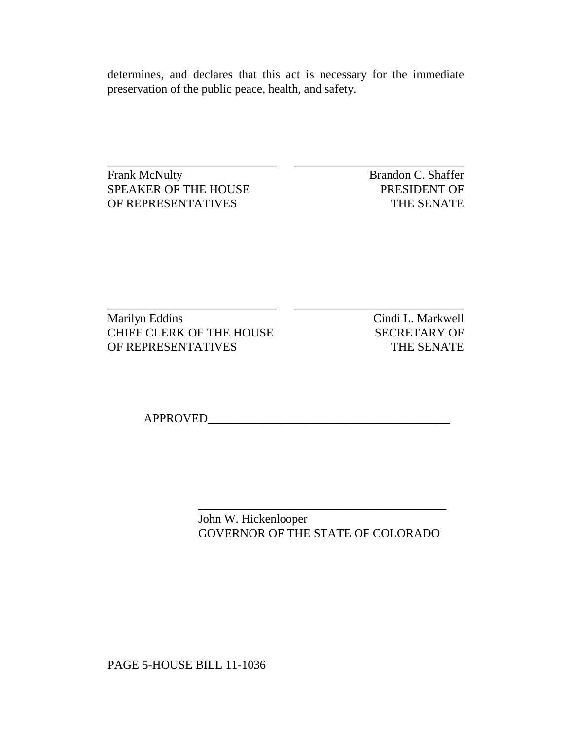determines, and declares that this act is necessary for the immediate preservation of the public peace, health, and safety.

| | |
|---|---|
| ____________________________ | ____________________________ |
| Frank McNulty | Brandon C. Shaffer |
| SPEAKER OF THE HOUSE | PRESIDENT OF |
| OF REPRESENTATIVES | THE SENATE |

| | |
|---|---|
| ____________________________ | ____________________________ |
| Marilyn Eddins | Cindi L. Markwell |
| CHIEF CLERK OF THE HOUSE | SECRETARY OF |
| OF REPRESENTATIVES | THE SENATE |

APPROVED________________________________________

_________________________________________
John W. Hickenlooper
GOVERNOR OF THE STATE OF COLORADO

PAGE 5-HOUSE BILL 11-1036